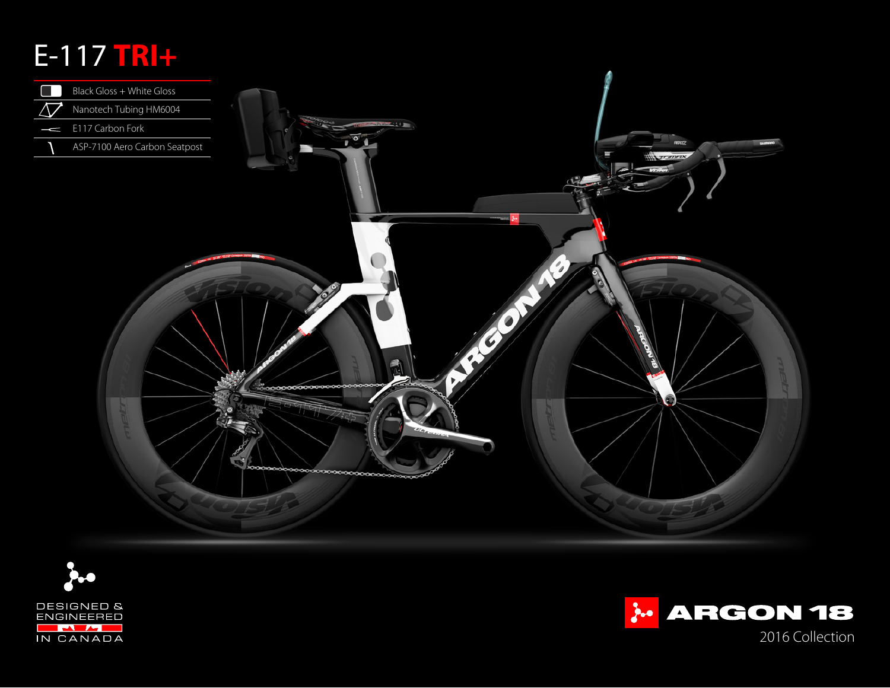# E-117 **TRI+**

- Black Gloss + White Gloss
- Nanotech Tubing HM6004
- E117 Carbon Fork
- ASP-7100 Aero Carbon Seatpost

DESIGNED & ENGINEERED IN CANADA

ARGON 18

2016 Collection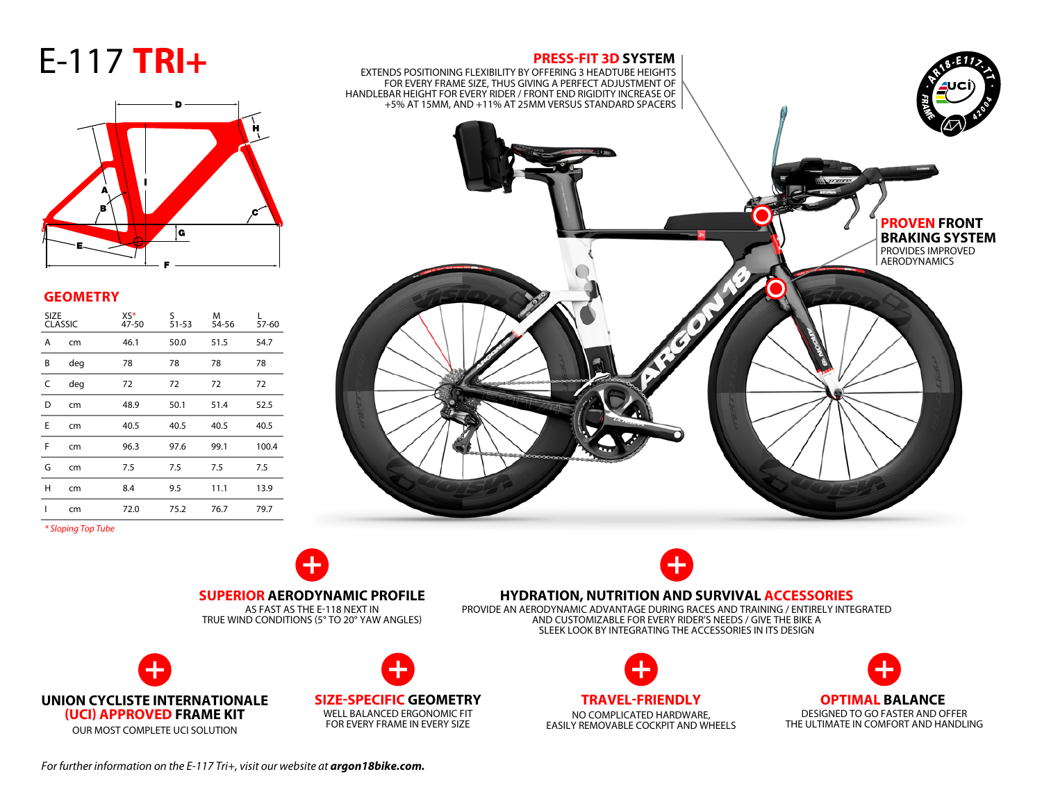# E-117 TRI+

## GEOMETRY

| SIZE CLASSIC | | XS* 47-50 | S 51-53 | M 54-56 | L 57-60 |
|---|---|---|---|---|---|
| A | cm | 46.1 | 50.0 | 51.5 | 54.7 |
| B | deg | 78 | 78 | 78 | 78 |
| C | deg | 72 | 72 | 72 | 72 |
| D | cm | 48.9 | 50.1 | 51.4 | 52.5 |
| E | cm | 40.5 | 40.5 | 40.5 | 40.5 |
| F | cm | 96.3 | 97.6 | 99.1 | 100.4 |
| G | cm | 7.5 | 7.5 | 7.5 | 7.5 |
| H | cm | 8.4 | 9.5 | 11.1 | 13.9 |
| I | cm | 72.0 | 75.2 | 76.7 | 79.7 |

*\* Sloping Top Tube*

**PRESS-FIT 3D SYSTEM**
EXTENDS POSITIONING FLEXIBILITY BY OFFERING 3 HEADTUBE HEIGHTS FOR EVERY FRAME SIZE, THUS GIVING A PERFECT ADJUSTMENT OF HANDLEBAR HEIGHT FOR EVERY RIDER / FRONT END RIGIDITY INCREASE OF +5% AT 15MM, AND +11% AT 25MM VERSUS STANDARD SPACERS

AR18-E117-TT UCI FRAME 42004

**PROVEN FRONT BRAKING SYSTEM**
PROVIDES IMPROVED AERODYNAMICS

**SUPERIOR AERODYNAMIC PROFILE**
AS FAST AS THE E-118 NEXT IN TRUE WIND CONDITIONS (5° TO 20° YAW ANGLES)

**HYDRATION, NUTRITION AND SURVIVAL ACCESSORIES**
PROVIDE AN AERODYNAMIC ADVANTAGE DURING RACES AND TRAINING / ENTIRELY INTEGRATED AND CUSTOMIZABLE FOR EVERY RIDER'S NEEDS / GIVE THE BIKE A SLEEK LOOK BY INTEGRATING THE ACCESSORIES IN ITS DESIGN

**UNION CYCLISTE INTERNATIONALE (UCI) APPROVED FRAME KIT**
OUR MOST COMPLETE UCI SOLUTION

**SIZE-SPECIFIC GEOMETRY**
WELL BALANCED ERGONOMIC FIT FOR EVERY FRAME IN EVERY SIZE

**TRAVEL-FRIENDLY**
NO COMPLICATED HARDWARE, EASILY REMOVABLE COCKPIT AND WHEELS

**OPTIMAL BALANCE**
DESIGNED TO GO FASTER AND OFFER THE ULTIMATE IN COMFORT AND HANDLING

*For further information on the E-117 Tri+, visit our website at **argon18bike.com.***